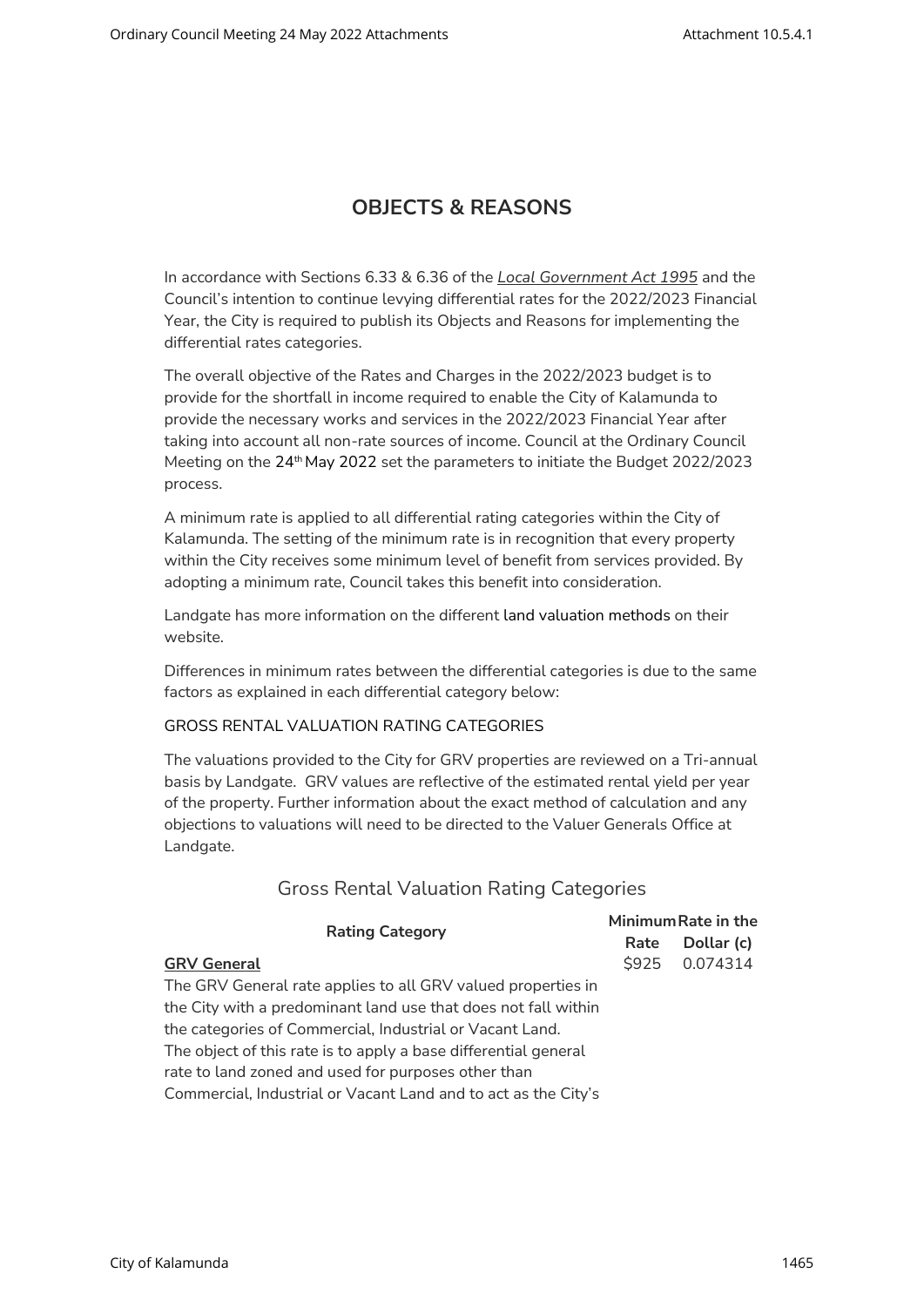# OBJECTS & REASONS

In accordance with Sections 6.33 & 6.36 of the *Local Government Act 1995* and the Council's intention to continue levying differential rates for the 2022/2023 Financial Year, the City is required to publish its Objects and Reasons for implementing the differential rates categories.

The overall objective of the Rates and Charges in the 2022/2023 budget is to provide for the shortfall in income required to enable the City of Kalamunda to provide the necessary works and services in the 2022/2023 Financial Year after taking into account all non-rate sources of income. Council at the Ordinary Council Meeting on the 24th May 2022 set the parameters to initiate the Budget 2022/2023 process.

A minimum rate is applied to all differential rating categories within the City of Kalamunda. The setting of the minimum rate is in recognition that every property within the City receives some minimum level of benefit from services provided. By adopting a minimum rate, Council takes this benefit into consideration.

Landgate has more information on the different land valuation methods on their website.

Differences in minimum rates between the differential categories is due to the same factors as explained in each differential category below:

GROSS RENTAL VALUATION RATING CATEGORIES

The valuations provided to the City for GRV properties are reviewed on a Tri-annual basis by Landgate. GRV values are reflective of the estimated rental yield per year of the property. Further information about the exact method of calculation and any objections to valuations will need to be directed to the Valuer Generals Office at Landgate.

## Gross Rental Valuation Rating Categories

| Rating Category | Minimum Rate | Rate in the Dollar (c) |
|---|---|---|
| **GRV General**<br>The GRV General rate applies to all GRV valued properties in the City with a predominant land use that does not fall within the categories of Commercial, Industrial or Vacant Land.<br>The object of this rate is to apply a base differential general rate to land zoned and used for purposes other than Commercial, Industrial or Vacant Land and to act as the City's | $925 | 0.074314 |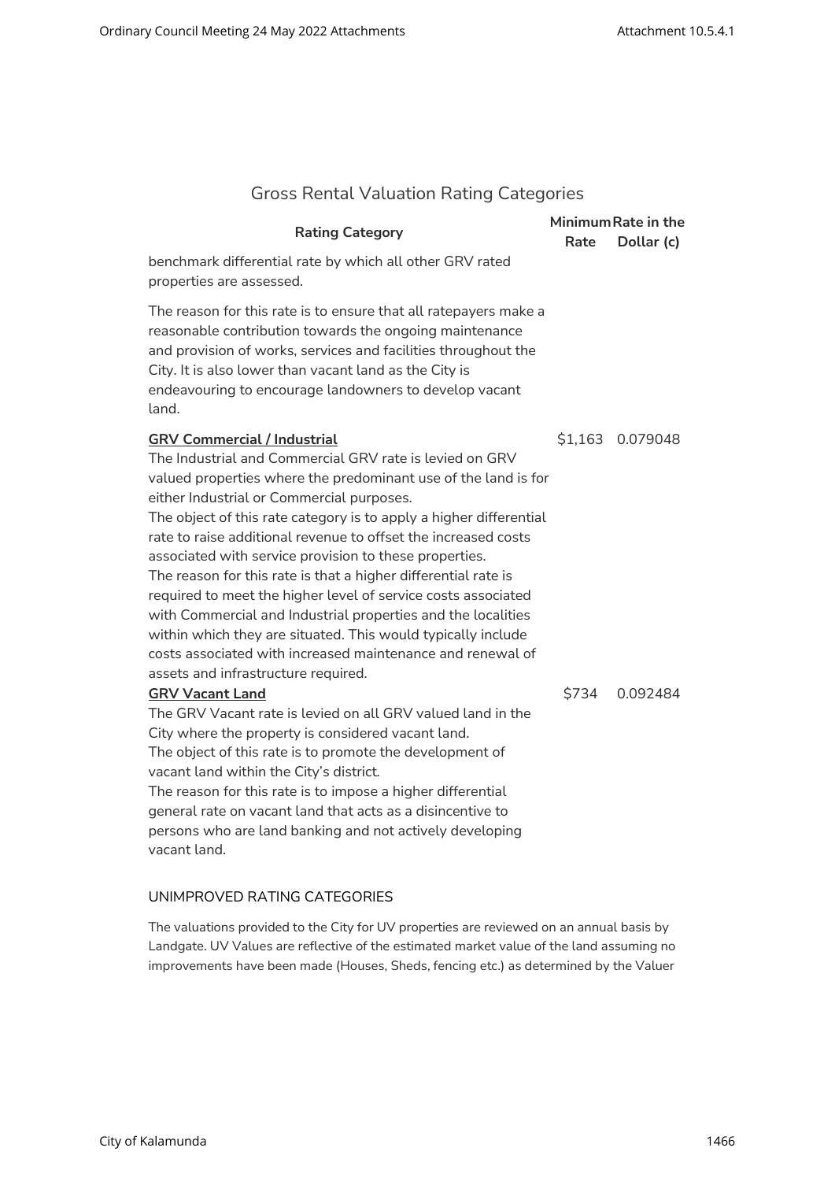## Gross Rental Valuation Rating Categories

| Rating Category | Minimum Rate | Rate in the Dollar (c) |
|---|---|---|
| benchmark differential rate by which all other GRV rated properties are assessed.<br><br>The reason for this rate is to ensure that all ratepayers make a reasonable contribution towards the ongoing maintenance and provision of works, services and facilities throughout the City. It is also lower than vacant land as the City is endeavouring to encourage landowners to develop vacant land. | | |
| **GRV Commercial / Industrial**<br>The Industrial and Commercial GRV rate is levied on GRV valued properties where the predominant use of the land is for either Industrial or Commercial purposes.<br>The object of this rate category is to apply a higher differential rate to raise additional revenue to offset the increased costs associated with service provision to these properties.<br>The reason for this rate is that a higher differential rate is required to meet the higher level of service costs associated with Commercial and Industrial properties and the localities within which they are situated. This would typically include costs associated with increased maintenance and renewal of assets and infrastructure required. | $1,163 | 0.079048 |
| **GRV Vacant Land**<br>The GRV Vacant rate is levied on all GRV valued land in the City where the property is considered vacant land.<br>The object of this rate is to promote the development of vacant land within the City's district.<br>The reason for this rate is to impose a higher differential general rate on vacant land that acts as a disincentive to persons who are land banking and not actively developing vacant land. | $734 | 0.092484 |

### UNIMPROVED RATING CATEGORIES

The valuations provided to the City for UV properties are reviewed on an annual basis by Landgate. UV Values are reflective of the estimated market value of the land assuming no improvements have been made (Houses, Sheds, fencing etc.) as determined by the Valuer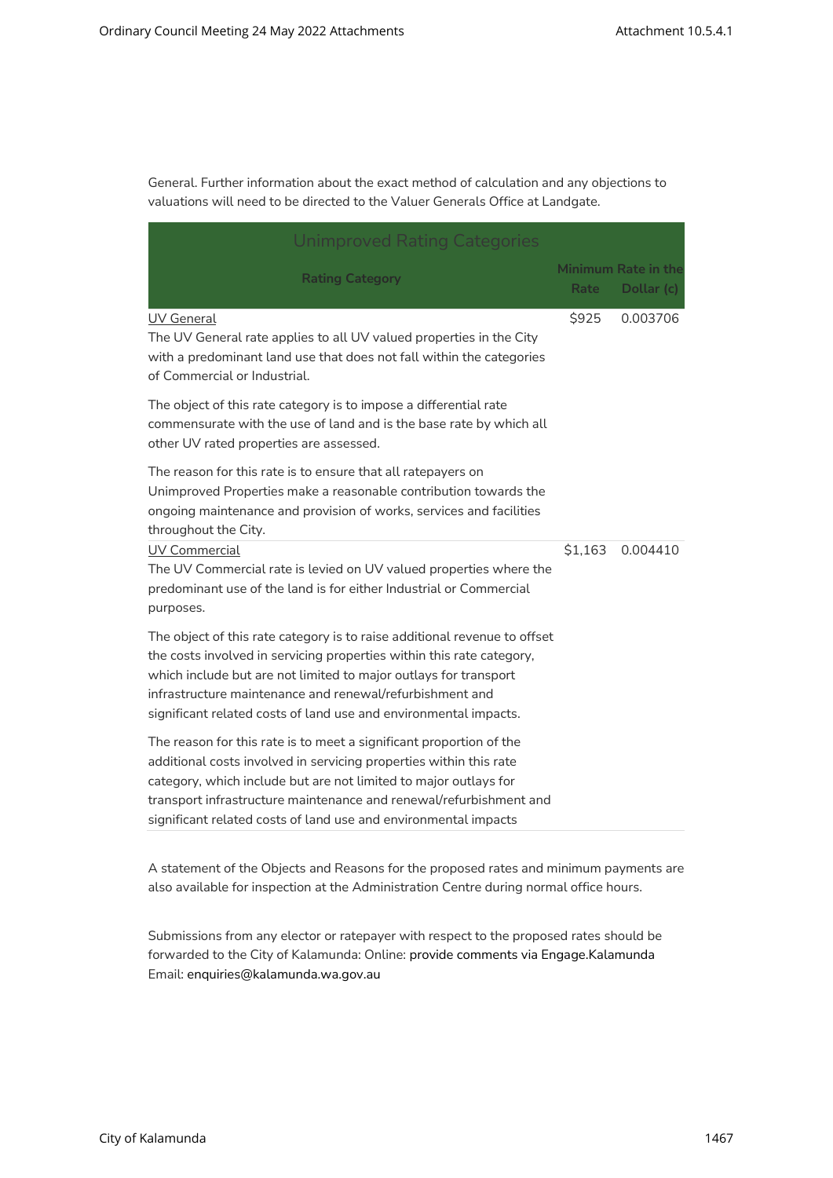General. Further information about the exact method of calculation and any objections to valuations will need to be directed to the Valuer Generals Office at Landgate.

| Unimproved Rating Categories | | |
|---|---|---|
| **Rating Category** | **Minimum Rate** | **Rate in the Dollar (c)** |
| <u>UV General</u><br>The UV General rate applies to all UV valued properties in the City with a predominant land use that does not fall within the categories of Commercial or Industrial.<br><br>The object of this rate category is to impose a differential rate commensurate with the use of land and is the base rate by which all other UV rated properties are assessed.<br><br>The reason for this rate is to ensure that all ratepayers on Unimproved Properties make a reasonable contribution towards the ongoing maintenance and provision of works, services and facilities throughout the City. | $925 | 0.003706 |
| <u>UV Commercial</u><br>The UV Commercial rate is levied on UV valued properties where the predominant use of the land is for either Industrial or Commercial purposes.<br><br>The object of this rate category is to raise additional revenue to offset the costs involved in servicing properties within this rate category, which include but are not limited to major outlays for transport infrastructure maintenance and renewal/refurbishment and significant related costs of land use and environmental impacts.<br><br>The reason for this rate is to meet a significant proportion of the additional costs involved in servicing properties within this rate category, which include but are not limited to major outlays for transport infrastructure maintenance and renewal/refurbishment and significant related costs of land use and environmental impacts | $1,163 | 0.004410 |

A statement of the Objects and Reasons for the proposed rates and minimum payments are also available for inspection at the Administration Centre during normal office hours.

Submissions from any elector or ratepayer with respect to the proposed rates should be forwarded to the City of Kalamunda: Online: provide comments via Engage.Kalamunda
Email: enquiries@kalamunda.wa.gov.au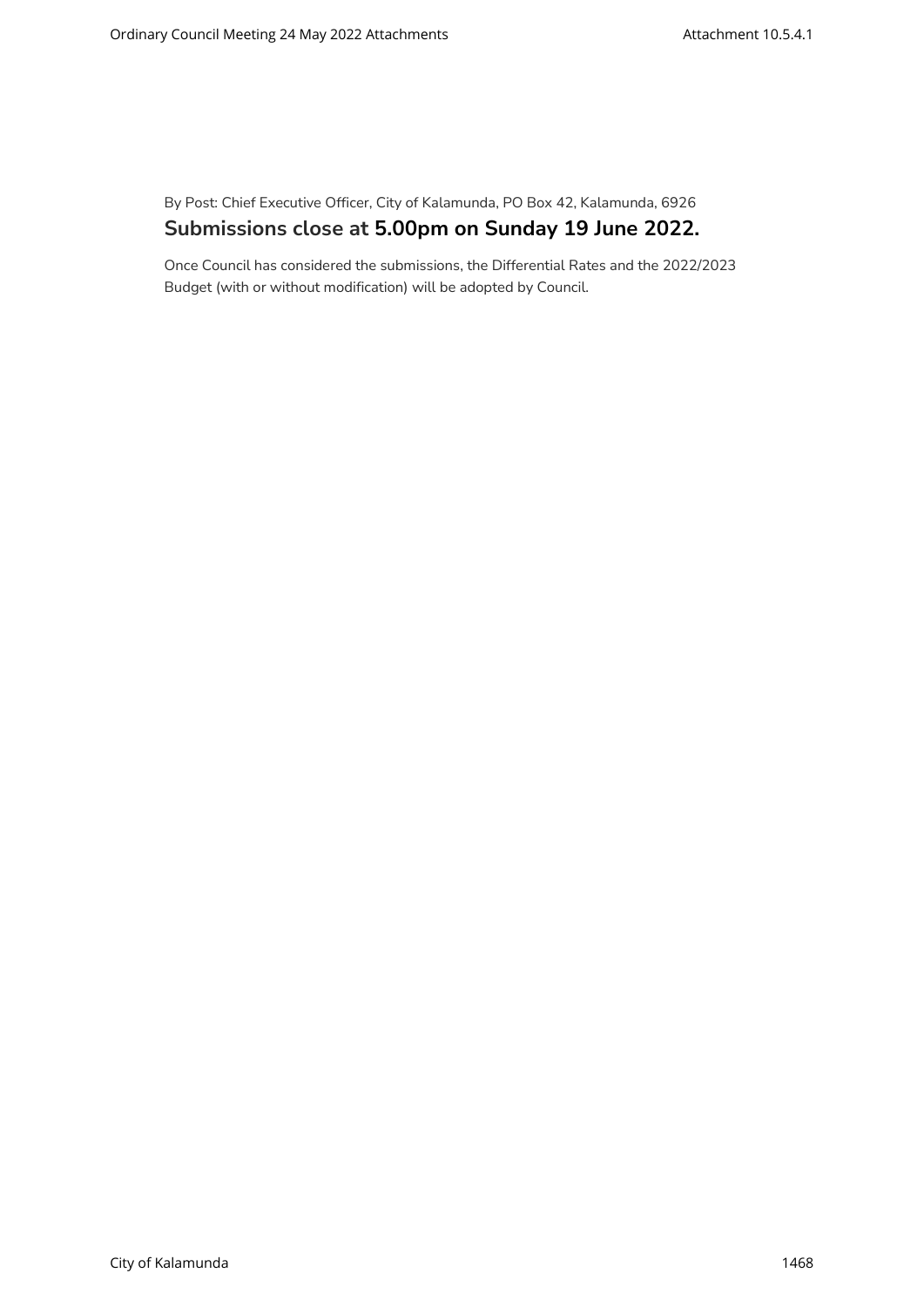By Post: Chief Executive Officer, City of Kalamunda, PO Box 42, Kalamunda, 6926

**Submissions close at 5.00pm on Sunday 19 June 2022.**

Once Council has considered the submissions, the Differential Rates and the 2022/2023 Budget (with or without modification) will be adopted by Council.